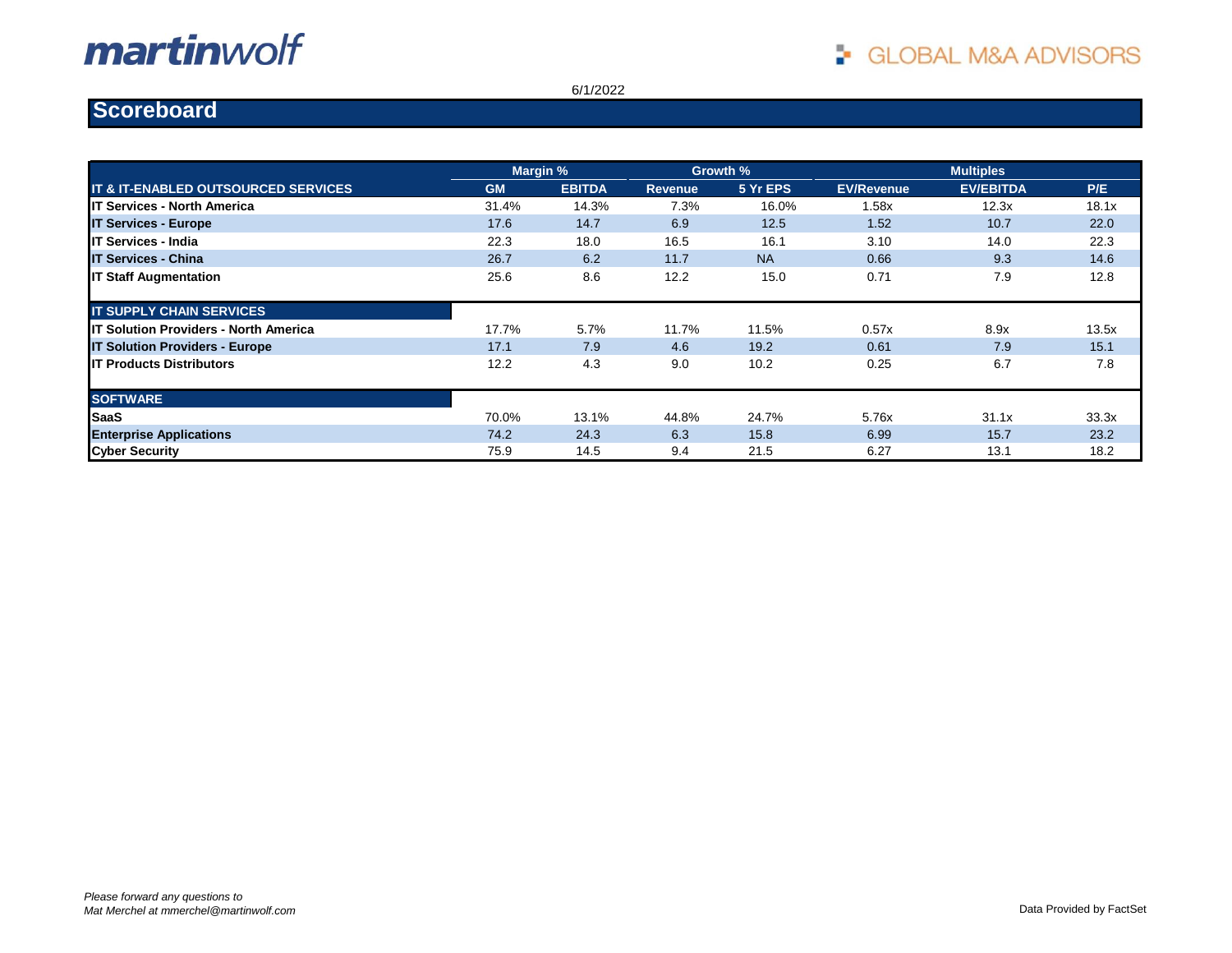martinwolf

GLOBAL M&A ADVISORS

6/1/2022

# Scoreboard

| | Margin % | | Growth % | | Multiples | | |
|---|---|---|---|---|---|---|---|
| **IT & IT-ENABLED OUTSOURCED SERVICES** | **GM** | **EBITDA** | **Revenue** | **5 Yr EPS** | **EV/Revenue** | **EV/EBITDA** | **P/E** |
| **IT Services - North America** | 31.4% | 14.3% | 7.3% | 16.0% | 1.58x | 12.3x | 18.1x |
| **IT Services - Europe** | 17.6 | 14.7 | 6.9 | 12.5 | 1.52 | 10.7 | 22.0 |
| **IT Services - India** | 22.3 | 18.0 | 16.5 | 16.1 | 3.10 | 14.0 | 22.3 |
| **IT Services - China** | 26.7 | 6.2 | 11.7 | NA | 0.66 | 9.3 | 14.6 |
| **IT Staff Augmentation** | 25.6 | 8.6 | 12.2 | 15.0 | 0.71 | 7.9 | 12.8 |
| **IT SUPPLY CHAIN SERVICES** | | | | | | | |
| **IT Solution Providers - North America** | 17.7% | 5.7% | 11.7% | 11.5% | 0.57x | 8.9x | 13.5x |
| **IT Solution Providers - Europe** | 17.1 | 7.9 | 4.6 | 19.2 | 0.61 | 7.9 | 15.1 |
| **IT Products Distributors** | 12.2 | 4.3 | 9.0 | 10.2 | 0.25 | 6.7 | 7.8 |
| **SOFTWARE** | | | | | | | |
| **SaaS** | 70.0% | 13.1% | 44.8% | 24.7% | 5.76x | 31.1x | 33.3x |
| **Enterprise Applications** | 74.2 | 24.3 | 6.3 | 15.8 | 6.99 | 15.7 | 23.2 |
| **Cyber Security** | 75.9 | 14.5 | 9.4 | 21.5 | 6.27 | 13.1 | 18.2 |

*Please forward any questions to*
*Mat Merchel at mmerchel@martinwolf.com*

Data Provided by FactSet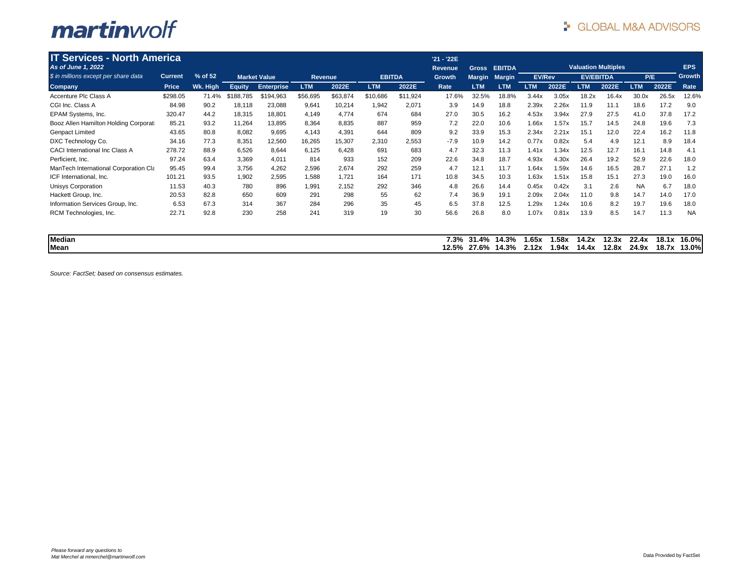# IT Services - North America

*As of June 1, 2022*

*$ in millions except per share data*

| Company | Current Price | % of 52 Wk. High | Market Value Equity | Market Value Enterprise | Revenue LTM | Revenue 2022E | EBITDA LTM | EBITDA 2022E | '21 - '22E Revenue Growth Rate | Gross Margin LTM | EBITDA Margin LTM | EV/Rev LTM | EV/Rev 2022E | EV/EBITDA LTM | EV/EBITDA 2022E | P/E LTM | P/E 2022E | EPS Growth Rate |
|---|---|---|---|---|---|---|---|---|---|---|---|---|---|---|---|---|---|---|
| Accenture Plc Class A | $298.05 | 71.4% | $188,785 | $194,963 | $56,695 | $63,874 | $10,686 | $11,924 | 17.6% | 32.5% | 18.8% | 3.44x | 3.05x | 18.2x | 16.4x | 30.0x | 26.5x | 12.6% |
| CGI Inc. Class A | 84.98 | 90.2 | 18,118 | 23,088 | 9,641 | 10,214 | 1,942 | 2,071 | 3.9 | 14.9 | 18.8 | 2.39x | 2.26x | 11.9 | 11.1 | 18.6 | 17.2 | 9.0 |
| EPAM Systems, Inc. | 320.47 | 44.2 | 18,315 | 18,801 | 4,149 | 4,774 | 674 | 684 | 27.0 | 30.5 | 16.2 | 4.53x | 3.94x | 27.9 | 27.5 | 41.0 | 37.8 | 17.2 |
| Booz Allen Hamilton Holding Corporati | 85.21 | 93.2 | 11,264 | 13,895 | 8,364 | 8,835 | 887 | 959 | 7.2 | 22.0 | 10.6 | 1.66x | 1.57x | 15.7 | 14.5 | 24.8 | 19.6 | 7.3 |
| Genpact Limited | 43.65 | 80.8 | 8,082 | 9,695 | 4,143 | 4,391 | 644 | 809 | 9.2 | 33.9 | 15.3 | 2.34x | 2.21x | 15.1 | 12.0 | 22.4 | 16.2 | 11.8 |
| DXC Technology Co. | 34.16 | 77.3 | 8,351 | 12,560 | 16,265 | 15,307 | 2,310 | 2,553 | -7.9 | 10.9 | 14.2 | 0.77x | 0.82x | 5.4 | 4.9 | 12.1 | 8.9 | 18.4 |
| CACI International Inc Class A | 278.72 | 88.9 | 6,526 | 8,644 | 6,125 | 6,428 | 691 | 683 | 4.7 | 32.3 | 11.3 | 1.41x | 1.34x | 12.5 | 12.7 | 16.1 | 14.8 | 4.1 |
| Perficient, Inc. | 97.24 | 63.4 | 3,369 | 4,011 | 814 | 933 | 152 | 209 | 22.6 | 34.8 | 18.7 | 4.93x | 4.30x | 26.4 | 19.2 | 52.9 | 22.6 | 18.0 |
| ManTech International Corporation Cla | 95.45 | 99.4 | 3,756 | 4,262 | 2,596 | 2,674 | 292 | 259 | 4.7 | 12.1 | 11.7 | 1.64x | 1.59x | 14.6 | 16.5 | 28.7 | 27.1 | 1.2 |
| ICF International, Inc. | 101.21 | 93.5 | 1,902 | 2,595 | 1,588 | 1,721 | 164 | 171 | 10.8 | 34.5 | 10.3 | 1.63x | 1.51x | 15.8 | 15.1 | 27.3 | 19.0 | 16.0 |
| Unisys Corporation | 11.53 | 40.3 | 780 | 896 | 1,991 | 2,152 | 292 | 346 | 4.8 | 26.6 | 14.4 | 0.45x | 0.42x | 3.1 | 2.6 | NA | 6.7 | 18.0 |
| Hackett Group, Inc. | 20.53 | 82.8 | 650 | 609 | 291 | 298 | 55 | 62 | 7.4 | 36.9 | 19.1 | 2.09x | 2.04x | 11.0 | 9.8 | 14.7 | 14.0 | 17.0 |
| Information Services Group, Inc. | 6.53 | 67.3 | 314 | 367 | 284 | 296 | 35 | 45 | 6.5 | 37.8 | 12.5 | 1.29x | 1.24x | 10.6 | 8.2 | 19.7 | 19.6 | 18.0 |
| RCM Technologies, Inc. | 22.71 | 92.8 | 230 | 258 | 241 | 319 | 19 | 30 | 56.6 | 26.8 | 8.0 | 1.07x | 0.81x | 13.9 | 8.5 | 14.7 | 11.3 | NA |
| **Median** | | | | | | | | | **7.3%** | **31.4%** | **14.3%** | **1.65x** | **1.58x** | **14.2x** | **12.3x** | **22.4x** | **18.1x** | **16.0%** |
| **Mean** | | | | | | | | | **12.5%** | **27.6%** | **14.3%** | **2.12x** | **1.94x** | **14.4x** | **12.8x** | **24.9x** | **18.7x** | **13.0%** |

*Source: FactSet; based on consensus estimates.*

*Please forward any questions to Mat Merchel at mmerchel@martinwolf.com*

Data Provided by FactSet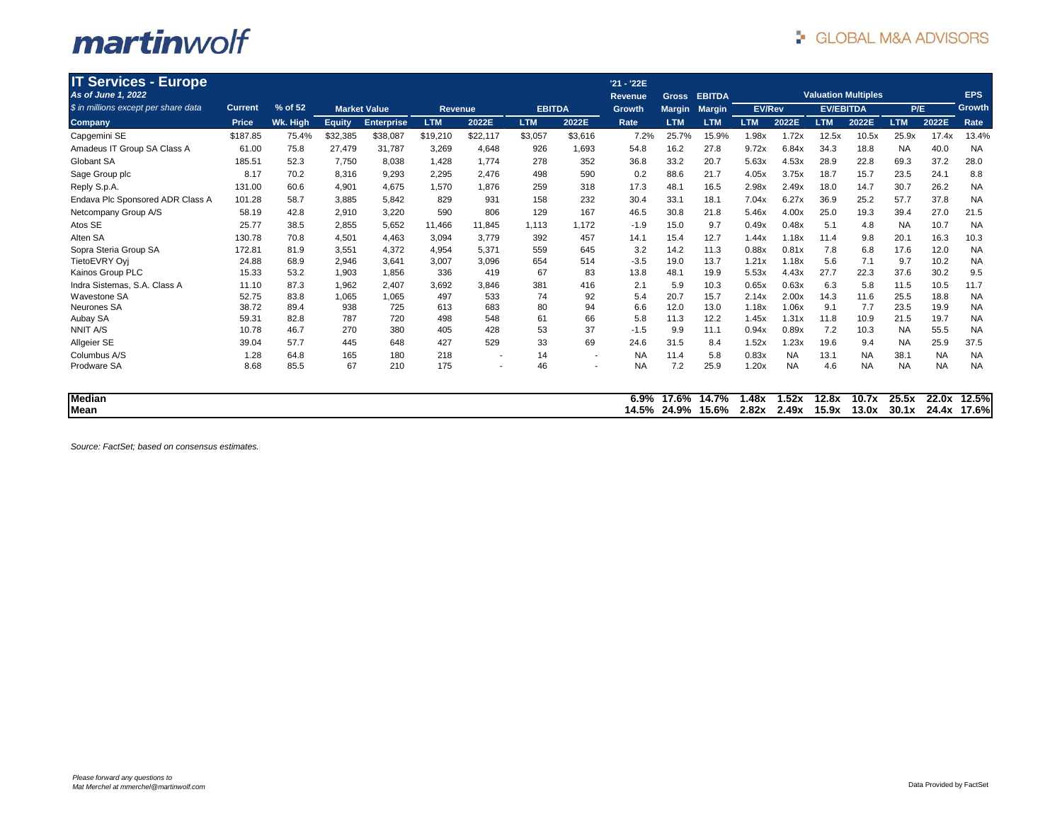# IT Services - Europe

*As of June 1, 2022*

*$ in millions except per share data*

| Company | Current Price | % of 52 Wk. High | Market Value Equity | Market Value Enterprise | Revenue LTM | Revenue 2022E | EBITDA LTM | EBITDA 2022E | '21 - '22E Revenue Growth Rate | Gross Margin LTM | EBITDA Margin LTM | EV/Rev LTM | EV/Rev 2022E | EV/EBITDA LTM | EV/EBITDA 2022E | P/E LTM | P/E 2022E | EPS Growth Rate |
|---|---|---|---|---|---|---|---|---|---|---|---|---|---|---|---|---|---|---|
| Capgemini SE | $187.85 | 75.4% | $32,385 | $38,087 | $19,210 | $22,117 | $3,057 | $3,616 | 7.2% | 25.7% | 15.9% | 1.98x | 1.72x | 12.5x | 10.5x | 25.9x | 17.4x | 13.4% |
| Amadeus IT Group SA Class A | 61.00 | 75.8 | 27,479 | 31,787 | 3,269 | 4,648 | 926 | 1,693 | 54.8 | 16.2 | 27.8 | 9.72x | 6.84x | 34.3 | 18.8 | NA | 40.0 | NA |
| Globant SA | 185.51 | 52.3 | 7,750 | 8,038 | 1,428 | 1,774 | 278 | 352 | 36.8 | 33.2 | 20.7 | 5.63x | 4.53x | 28.9 | 22.8 | 69.3 | 37.2 | 28.0 |
| Sage Group plc | 8.17 | 70.2 | 8,316 | 9,293 | 2,295 | 2,476 | 498 | 590 | 0.2 | 88.6 | 21.7 | 4.05x | 3.75x | 18.7 | 15.7 | 23.5 | 24.1 | 8.8 |
| Reply S.p.A. | 131.00 | 60.6 | 4,901 | 4,675 | 1,570 | 1,876 | 259 | 318 | 17.3 | 48.1 | 16.5 | 2.98x | 2.49x | 18.0 | 14.7 | 30.7 | 26.2 | NA |
| Endava Plc Sponsored ADR Class A | 101.28 | 58.7 | 3,885 | 5,842 | 829 | 931 | 158 | 232 | 30.4 | 33.1 | 18.1 | 7.04x | 6.27x | 36.9 | 25.2 | 57.7 | 37.8 | NA |
| Netcompany Group A/S | 58.19 | 42.8 | 2,910 | 3,220 | 590 | 806 | 129 | 167 | 46.5 | 30.8 | 21.8 | 5.46x | 4.00x | 25.0 | 19.3 | 39.4 | 27.0 | 21.5 |
| Atos SE | 25.77 | 38.5 | 2,855 | 5,652 | 11,466 | 11,845 | 1,113 | 1,172 | -1.9 | 15.0 | 9.7 | 0.49x | 0.48x | 5.1 | 4.8 | NA | 10.7 | NA |
| Alten SA | 130.78 | 70.8 | 4,501 | 4,463 | 3,094 | 3,779 | 392 | 457 | 14.1 | 15.4 | 12.7 | 1.44x | 1.18x | 11.4 | 9.8 | 20.1 | 16.3 | 10.3 |
| Sopra Steria Group SA | 172.81 | 81.9 | 3,551 | 4,372 | 4,954 | 5,371 | 559 | 645 | 3.2 | 14.2 | 11.3 | 0.88x | 0.81x | 7.8 | 6.8 | 17.6 | 12.0 | NA |
| TietoEVRY Oyj | 24.88 | 68.9 | 2,946 | 3,641 | 3,007 | 3,096 | 654 | 514 | -3.5 | 19.0 | 13.7 | 1.21x | 1.18x | 5.6 | 7.1 | 9.7 | 10.2 | NA |
| Kainos Group PLC | 15.33 | 53.2 | 1,903 | 1,856 | 336 | 419 | 67 | 83 | 13.8 | 48.1 | 19.9 | 5.53x | 4.43x | 27.7 | 22.3 | 37.6 | 30.2 | 9.5 |
| Indra Sistemas, S.A. Class A | 11.10 | 87.3 | 1,962 | 2,407 | 3,692 | 3,846 | 381 | 416 | 2.1 | 5.9 | 10.3 | 0.65x | 0.63x | 6.3 | 5.8 | 11.5 | 10.5 | 11.7 |
| Wavestone SA | 52.75 | 83.8 | 1,065 | 1,065 | 497 | 533 | 74 | 92 | 5.4 | 20.7 | 15.7 | 2.14x | 2.00x | 14.3 | 11.6 | 25.5 | 18.8 | NA |
| Neurones SA | 38.72 | 89.4 | 938 | 725 | 613 | 683 | 80 | 94 | 6.6 | 12.0 | 13.0 | 1.18x | 1.06x | 9.1 | 7.7 | 23.5 | 19.9 | NA |
| Aubay SA | 59.31 | 82.8 | 787 | 720 | 498 | 548 | 61 | 66 | 5.8 | 11.3 | 12.2 | 1.45x | 1.31x | 11.8 | 10.9 | 21.5 | 19.7 | NA |
| NNIT A/S | 10.78 | 46.7 | 270 | 380 | 405 | 428 | 53 | 37 | -1.5 | 9.9 | 11.1 | 0.94x | 0.89x | 7.2 | 10.3 | NA | 55.5 | NA |
| Allgeier SE | 39.04 | 57.7 | 445 | 648 | 427 | 529 | 33 | 69 | 24.6 | 31.5 | 8.4 | 1.52x | 1.23x | 19.6 | 9.4 | NA | 25.9 | 37.5 |
| Columbus A/S | 1.28 | 64.8 | 165 | 180 | 218 | - | 14 | - | NA | 11.4 | 5.8 | 0.83x | NA | 13.1 | NA | 38.1 | NA | NA |
| Prodware SA | 8.68 | 85.5 | 67 | 210 | 175 | - | 46 | - | NA | 7.2 | 25.9 | 1.20x | NA | 4.6 | NA | NA | NA | NA |
| **Median** | | | | | | | | | **6.9%** | **17.6%** | **14.7%** | **1.48x** | **1.52x** | **12.8x** | **10.7x** | **25.5x** | **22.0x** | **12.5%** |
| **Mean** | | | | | | | | | **14.5%** | **24.9%** | **15.6%** | **2.82x** | **2.49x** | **15.9x** | **13.0x** | **30.1x** | **24.4x** | **17.6%** |

*Source: FactSet; based on consensus estimates.*

*Please forward any questions to Mat Merchel at mmerchel@martinwolf.com*

Data Provided by FactSet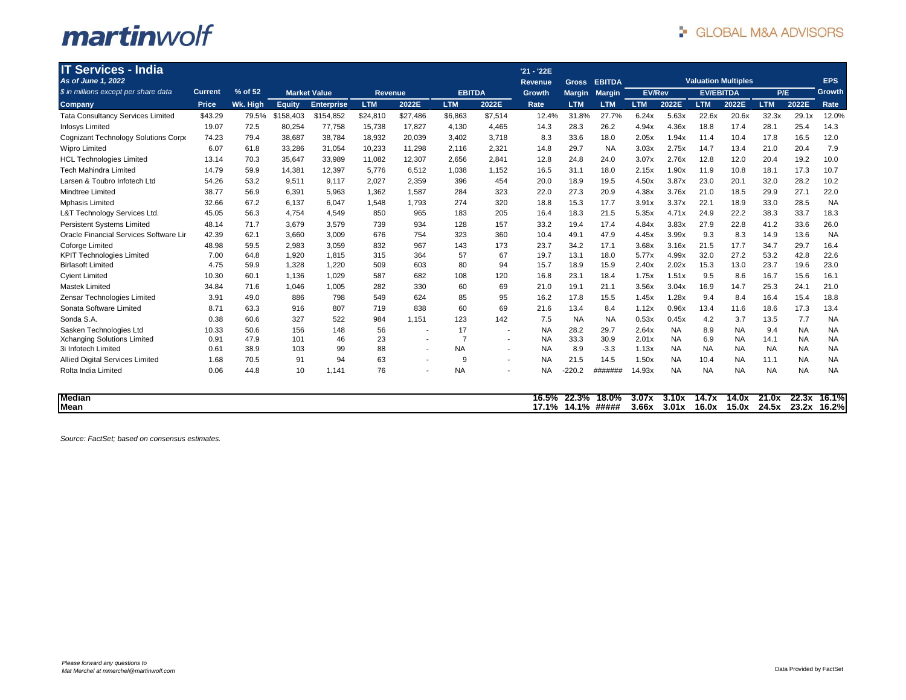**martinwolf** GLOBAL M&A ADVISORS

## IT Services - India

*As of June 1, 2022*

*$ in millions except per share data*

| Company | Current Price | % of 52 Wk. High | Market Value Equity | Market Value Enterprise | Revenue LTM | Revenue 2022E | EBITDA LTM | EBITDA 2022E | '21 - '22E Revenue Growth Rate | Gross Margin LTM | EBITDA Margin LTM | EV/Rev LTM | EV/Rev 2022E | EV/EBITDA LTM | EV/EBITDA 2022E | P/E LTM | P/E 2022E | EPS Growth Rate |
|---|---|---|---|---|---|---|---|---|---|---|---|---|---|---|---|---|---|---|
| Tata Consultancy Services Limited | $43.29 | 79.5% | $158,403 | $154,852 | $24,810 | $27,486 | $6,863 | $7,514 | 12.4% | 31.8% | 27.7% | 6.24x | 5.63x | 22.6x | 20.6x | 32.3x | 29.1x | 12.0% |
| Infosys Limited | 19.07 | 72.5 | 80,254 | 77,758 | 15,738 | 17,827 | 4,130 | 4,465 | 14.3 | 28.3 | 26.2 | 4.94x | 4.36x | 18.8 | 17.4 | 28.1 | 25.4 | 14.3 |
| Cognizant Technology Solutions Corpo | 74.23 | 79.4 | 38,687 | 38,784 | 18,932 | 20,039 | 3,402 | 3,718 | 8.3 | 33.6 | 18.0 | 2.05x | 1.94x | 11.4 | 10.4 | 17.8 | 16.5 | 12.0 |
| Wipro Limited | 6.07 | 61.8 | 33,286 | 31,054 | 10,233 | 11,298 | 2,116 | 2,321 | 14.8 | 29.7 | NA | 3.03x | 2.75x | 14.7 | 13.4 | 21.0 | 20.4 | 7.9 |
| HCL Technologies Limited | 13.14 | 70.3 | 35,647 | 33,989 | 11,082 | 12,307 | 2,656 | 2,841 | 12.8 | 24.8 | 24.0 | 3.07x | 2.76x | 12.8 | 12.0 | 20.4 | 19.2 | 10.0 |
| Tech Mahindra Limited | 14.79 | 59.9 | 14,381 | 12,397 | 5,776 | 6,512 | 1,038 | 1,152 | 16.5 | 31.1 | 18.0 | 2.15x | 1.90x | 11.9 | 10.8 | 18.1 | 17.3 | 10.7 |
| Larsen & Toubro Infotech Ltd | 54.26 | 53.2 | 9,511 | 9,117 | 2,027 | 2,359 | 396 | 454 | 20.0 | 18.9 | 19.5 | 4.50x | 3.87x | 23.0 | 20.1 | 32.0 | 28.2 | 10.2 |
| Mindtree Limited | 38.77 | 56.9 | 6,391 | 5,963 | 1,362 | 1,587 | 284 | 323 | 22.0 | 27.3 | 20.9 | 4.38x | 3.76x | 21.0 | 18.5 | 29.9 | 27.1 | 22.0 |
| Mphasis Limited | 32.66 | 67.2 | 6,137 | 6,047 | 1,548 | 1,793 | 274 | 320 | 18.8 | 15.3 | 17.7 | 3.91x | 3.37x | 22.1 | 18.9 | 33.0 | 28.5 | NA |
| L&T Technology Services Ltd. | 45.05 | 56.3 | 4,754 | 4,549 | 850 | 965 | 183 | 205 | 16.4 | 18.3 | 21.5 | 5.35x | 4.71x | 24.9 | 22.2 | 38.3 | 33.7 | 18.3 |
| Persistent Systems Limited | 48.14 | 71.7 | 3,679 | 3,579 | 739 | 934 | 128 | 157 | 33.2 | 19.4 | 17.4 | 4.84x | 3.83x | 27.9 | 22.8 | 41.2 | 33.6 | 26.0 |
| Oracle Financial Services Software Lir | 42.39 | 62.1 | 3,660 | 3,009 | 676 | 754 | 323 | 360 | 10.4 | 49.1 | 47.9 | 4.45x | 3.99x | 9.3 | 8.3 | 14.9 | 13.6 | NA |
| Coforge Limited | 48.98 | 59.5 | 2,983 | 3,059 | 832 | 967 | 143 | 173 | 23.7 | 34.2 | 17.1 | 3.68x | 3.16x | 21.5 | 17.7 | 34.7 | 29.7 | 16.4 |
| KPIT Technologies Limited | 7.00 | 64.8 | 1,920 | 1,815 | 315 | 364 | 57 | 67 | 19.7 | 13.1 | 18.0 | 5.77x | 4.99x | 32.0 | 27.2 | 53.2 | 42.8 | 22.6 |
| Birlasoft Limited | 4.75 | 59.9 | 1,328 | 1,220 | 509 | 603 | 80 | 94 | 15.7 | 18.9 | 15.9 | 2.40x | 2.02x | 15.3 | 13.0 | 23.7 | 19.6 | 23.0 |
| Cyient Limited | 10.30 | 60.1 | 1,136 | 1,029 | 587 | 682 | 108 | 120 | 16.8 | 23.1 | 18.4 | 1.75x | 1.51x | 9.5 | 8.6 | 16.7 | 15.6 | 16.1 |
| Mastek Limited | 34.84 | 71.6 | 1,046 | 1,005 | 282 | 330 | 60 | 69 | 21.0 | 19.1 | 21.1 | 3.56x | 3.04x | 16.9 | 14.7 | 25.3 | 24.1 | 21.0 |
| Zensar Technologies Limited | 3.91 | 49.0 | 886 | 798 | 549 | 624 | 85 | 95 | 16.2 | 17.8 | 15.5 | 1.45x | 1.28x | 9.4 | 8.4 | 16.4 | 15.4 | 18.8 |
| Sonata Software Limited | 8.71 | 63.3 | 916 | 807 | 719 | 838 | 60 | 69 | 21.6 | 13.4 | 8.4 | 1.12x | 0.96x | 13.4 | 11.6 | 18.6 | 17.3 | 13.4 |
| Sonda S.A. | 0.38 | 60.6 | 327 | 522 | 984 | 1,151 | 123 | 142 | 7.5 | NA | NA | 0.53x | 0.45x | 4.2 | 3.7 | 13.5 | 7.7 | NA |
| Sasken Technologies Ltd | 10.33 | 50.6 | 156 | 148 | 56 | - | 17 | - | NA | 28.2 | 29.7 | 2.64x | NA | 8.9 | NA | 9.4 | NA | NA |
| Xchanging Solutions Limited | 0.91 | 47.9 | 101 | 46 | 23 | - | 7 | - | NA | 33.3 | 30.9 | 2.01x | NA | 6.9 | NA | 14.1 | NA | NA |
| 3i Infotech Limited | 0.61 | 38.9 | 103 | 99 | 88 | - | NA | - | NA | 8.9 | -3.3 | 1.13x | NA | NA | NA | NA | NA | NA |
| Allied Digital Services Limited | 1.68 | 70.5 | 91 | 94 | 63 | - | 9 | - | NA | 21.5 | 14.5 | 1.50x | NA | 10.4 | NA | 11.1 | NA | NA |
| Rolta India Limited | 0.06 | 44.8 | 10 | 1,141 | 76 | - | NA | - | NA | -220.2 | ####### | 14.93x | NA | NA | NA | NA | NA | NA |
| **Median** | | | | | | | | | **16.5%** | **22.3%** | **18.0%** | **3.07x** | **3.10x** | **14.7x** | **14.0x** | **21.0x** | **22.3x** | **16.1%** |
| **Mean** | | | | | | | | | **17.1%** | **14.1%** | **#####** | **3.66x** | **3.01x** | **16.0x** | **15.0x** | **24.5x** | **23.2x** | **16.2%** |

*Source: FactSet; based on consensus estimates.*

*Please forward any questions to Mat Merchel at mmerchel@martinwolf.com*

Data Provided by FactSet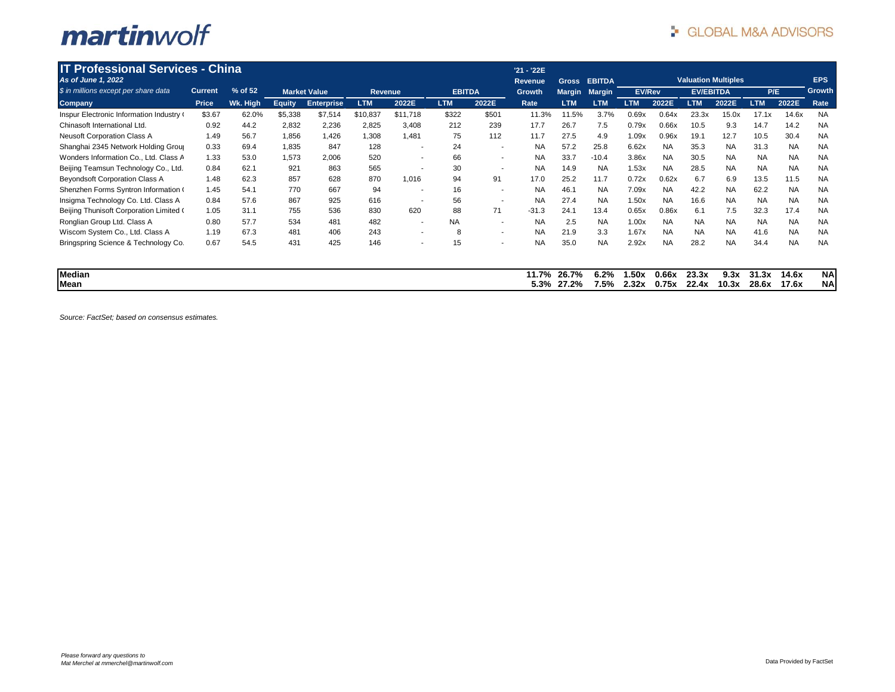# IT Professional Services - China

*As of June 1, 2022*

*$ in millions except per share data*

| Company | Current Price | % of 52 Wk. High | Market Value Equity | Market Value Enterprise | Revenue LTM | Revenue 2022E | EBITDA LTM | EBITDA 2022E | '21 - '22E Revenue Growth Rate | Gross Margin LTM | EBITDA Margin LTM | EV/Rev LTM | EV/Rev 2022E | EV/EBITDA LTM | EV/EBITDA 2022E | P/E LTM | P/E 2022E | EPS Growth Rate |
|---|---|---|---|---|---|---|---|---|---|---|---|---|---|---|---|---|---|---|
| Inspur Electronic Information Industry ( | $3.67 | 62.0% | $5,338 | $7,514 | $10,837 | $11,718 | $322 | $501 | 11.3% | 11.5% | 3.7% | 0.69x | 0.64x | 23.3x | 15.0x | 17.1x | 14.6x | NA |
| Chinasoft International Ltd. | 0.92 | 44.2 | 2,832 | 2,236 | 2,825 | 3,408 | 212 | 239 | 17.7 | 26.7 | 7.5 | 0.79x | 0.66x | 10.5 | 9.3 | 14.7 | 14.2 | NA |
| Neusoft Corporation Class A | 1.49 | 56.7 | 1,856 | 1,426 | 1,308 | 1,481 | 75 | 112 | 11.7 | 27.5 | 4.9 | 1.09x | 0.96x | 19.1 | 12.7 | 10.5 | 30.4 | NA |
| Shanghai 2345 Network Holding Grou | 0.33 | 69.4 | 1,835 | 847 | 128 | - | 24 | - | NA | 57.2 | 25.8 | 6.62x | NA | 35.3 | NA | 31.3 | NA | NA |
| Wonders Information Co., Ltd. Class A | 1.33 | 53.0 | 1,573 | 2,006 | 520 | - | 66 | - | NA | 33.7 | -10.4 | 3.86x | NA | 30.5 | NA | NA | NA | NA |
| Beijing Teamsun Technology Co., Ltd. | 0.84 | 62.1 | 921 | 863 | 565 | - | 30 | - | NA | 14.9 | NA | 1.53x | NA | 28.5 | NA | NA | NA | NA |
| Beyondsoft Corporation Class A | 1.48 | 62.3 | 857 | 628 | 870 | 1,016 | 94 | 91 | 17.0 | 25.2 | 11.7 | 0.72x | 0.62x | 6.7 | 6.9 | 13.5 | 11.5 | NA |
| Shenzhen Forms Syntron Information ( | 1.45 | 54.1 | 770 | 667 | 94 | - | 16 | - | NA | 46.1 | NA | 7.09x | NA | 42.2 | NA | 62.2 | NA | NA |
| Insigma Technology Co. Ltd. Class A | 0.84 | 57.6 | 867 | 925 | 616 | - | 56 | - | NA | 27.4 | NA | 1.50x | NA | 16.6 | NA | NA | NA | NA |
| Beijing Thunisoft Corporation Limited ( | 1.05 | 31.1 | 755 | 536 | 830 | 620 | 88 | 71 | -31.3 | 24.1 | 13.4 | 0.65x | 0.86x | 6.1 | 7.5 | 32.3 | 17.4 | NA |
| Ronglian Group Ltd. Class A | 0.80 | 57.7 | 534 | 481 | 482 | - | NA | - | NA | 2.5 | NA | 1.00x | NA | NA | NA | NA | NA | NA |
| Wiscom System Co., Ltd. Class A | 1.19 | 67.3 | 481 | 406 | 243 | - | 8 | - | NA | 21.9 | 3.3 | 1.67x | NA | NA | NA | 41.6 | NA | NA |
| Bringspring Science & Technology Co. | 0.67 | 54.5 | 431 | 425 | 146 | - | 15 | - | NA | 35.0 | NA | 2.92x | NA | 28.2 | NA | 34.4 | NA | NA |
| **Median** | | | | | | | | | **11.7%** | **26.7%** | **6.2%** | **1.50x** | **0.66x** | **23.3x** | **9.3x** | **31.3x** | **14.6x** | **NA** |
| **Mean** | | | | | | | | | **5.3%** | **27.2%** | **7.5%** | **2.32x** | **0.75x** | **22.4x** | **10.3x** | **28.6x** | **17.6x** | **NA** |

*Source: FactSet; based on consensus estimates.*

*Please forward any questions to Mat Merchel at mmerchel@martinwolf.com*

Data Provided by FactSet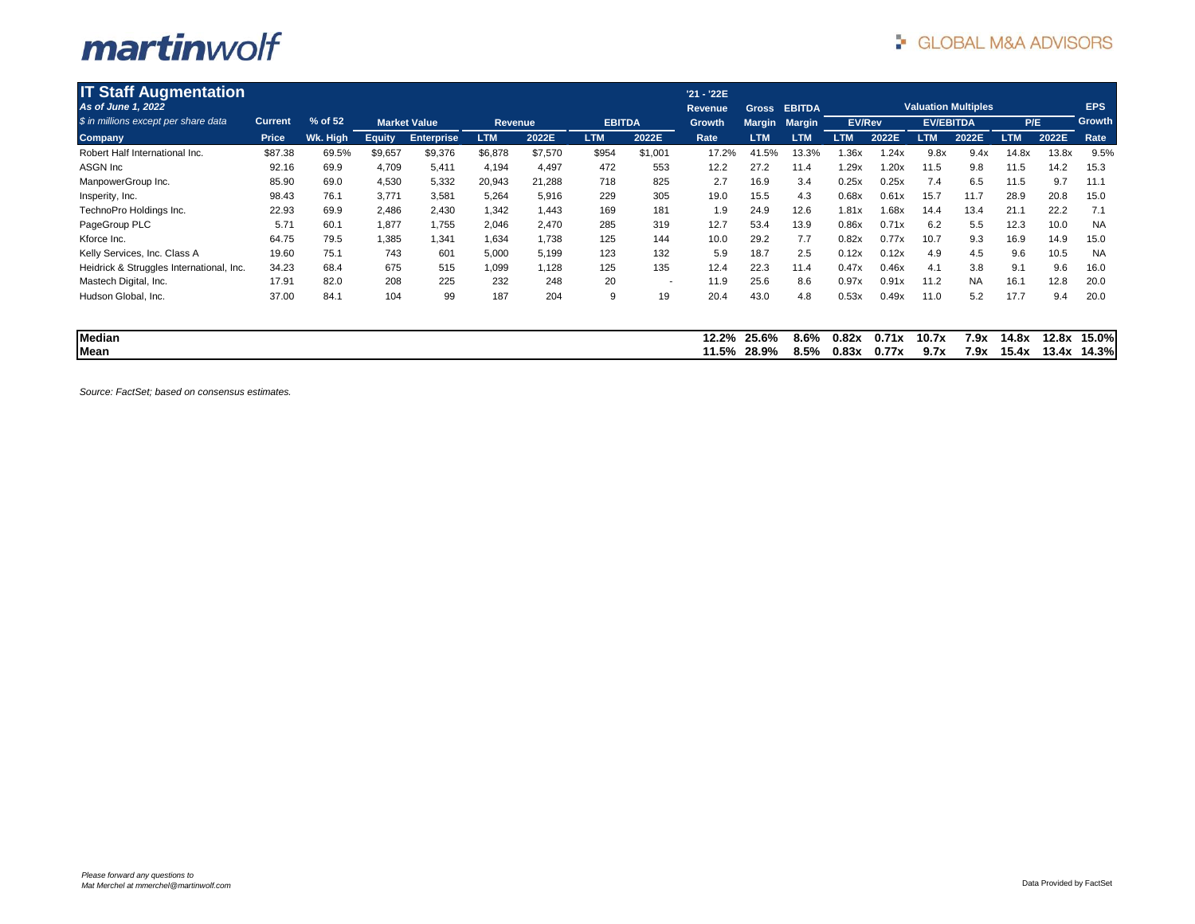martinwolf

GLOBAL M&A ADVISORS

## IT Staff Augmentation

*As of June 1, 2022*

*$ in millions except per share data*

| Company | Current Price | % of 52 Wk. High | Market Value Equity | Market Value Enterprise | Revenue LTM | Revenue 2022E | EBITDA LTM | EBITDA 2022E | '21 - '22E Revenue Growth Rate | Gross Margin LTM | EBITDA Margin LTM | EV/Rev LTM | EV/Rev 2022E | EV/EBITDA LTM | EV/EBITDA 2022E | P/E LTM | P/E 2022E | EPS Growth Rate |
|---|---|---|---|---|---|---|---|---|---|---|---|---|---|---|---|---|---|---|
| Robert Half International Inc. | $87.38 | 69.5% | $9,657 | $9,376 | $6,878 | $7,570 | $954 | $1,001 | 17.2% | 41.5% | 13.3% | 1.36x | 1.24x | 9.8x | 9.4x | 14.8x | 13.8x | 9.5% |
| ASGN Inc | 92.16 | 69.9 | 4,709 | 5,411 | 4,194 | 4,497 | 472 | 553 | 12.2 | 27.2 | 11.4 | 1.29x | 1.20x | 11.5 | 9.8 | 11.5 | 14.2 | 15.3 |
| ManpowerGroup Inc. | 85.90 | 69.0 | 4,530 | 5,332 | 20,943 | 21,288 | 718 | 825 | 2.7 | 16.9 | 3.4 | 0.25x | 0.25x | 7.4 | 6.5 | 11.5 | 9.7 | 11.1 |
| Insperity, Inc. | 98.43 | 76.1 | 3,771 | 3,581 | 5,264 | 5,916 | 229 | 305 | 19.0 | 15.5 | 4.3 | 0.68x | 0.61x | 15.7 | 11.7 | 28.9 | 20.8 | 15.0 |
| TechnoPro Holdings Inc. | 22.93 | 69.9 | 2,486 | 2,430 | 1,342 | 1,443 | 169 | 181 | 1.9 | 24.9 | 12.6 | 1.81x | 1.68x | 14.4 | 13.4 | 21.1 | 22.2 | 7.1 |
| PageGroup PLC | 5.71 | 60.1 | 1,877 | 1,755 | 2,046 | 2,470 | 285 | 319 | 12.7 | 53.4 | 13.9 | 0.86x | 0.71x | 6.2 | 5.5 | 12.3 | 10.0 | NA |
| Kforce Inc. | 64.75 | 79.5 | 1,385 | 1,341 | 1,634 | 1,738 | 125 | 144 | 10.0 | 29.2 | 7.7 | 0.82x | 0.77x | 10.7 | 9.3 | 16.9 | 14.9 | 15.0 |
| Kelly Services, Inc. Class A | 19.60 | 75.1 | 743 | 601 | 5,000 | 5,199 | 123 | 132 | 5.9 | 18.7 | 2.5 | 0.12x | 0.12x | 4.9 | 4.5 | 9.6 | 10.5 | NA |
| Heidrick & Struggles International, Inc. | 34.23 | 68.4 | 675 | 515 | 1,099 | 1,128 | 125 | 135 | 12.4 | 22.3 | 11.4 | 0.47x | 0.46x | 4.1 | 3.8 | 9.1 | 9.6 | 16.0 |
| Mastech Digital, Inc. | 17.91 | 82.0 | 208 | 225 | 232 | 248 | 20 | - | 11.9 | 25.6 | 8.6 | 0.97x | 0.91x | 11.2 | NA | 16.1 | 12.8 | 20.0 |
| Hudson Global, Inc. | 37.00 | 84.1 | 104 | 99 | 187 | 204 | 9 | 19 | 20.4 | 43.0 | 4.8 | 0.53x | 0.49x | 11.0 | 5.2 | 17.7 | 9.4 | 20.0 |
| **Median** | | | | | | | | | **12.2%** | **25.6%** | **8.6%** | **0.82x** | **0.71x** | **10.7x** | **7.9x** | **14.8x** | **12.8x** | **15.0%** |
| **Mean** | | | | | | | | | **11.5%** | **28.9%** | **8.5%** | **0.83x** | **0.77x** | **9.7x** | **7.9x** | **15.4x** | **13.4x** | **14.3%** |

*Source: FactSet; based on consensus estimates.*

*Please forward any questions to*
*Mat Merchel at mmerchel@martinwolf.com*

Data Provided by FactSet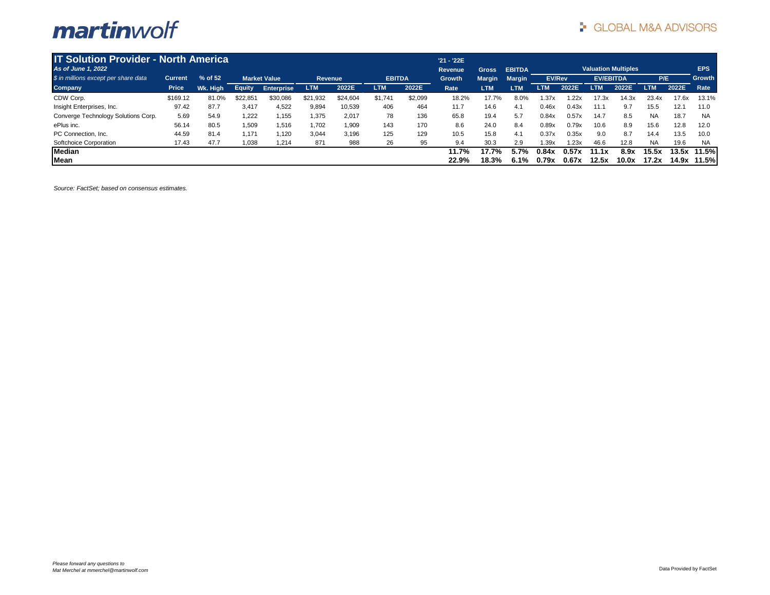martinwolf

GLOBAL M&A ADVISORS

| **IT Solution Provider - North America** | | | | | | | | | '21 - '22E | | | | | | | | | | |
|---|---|---|---|---|---|---|---|---|---|---|---|---|---|---|---|---|---|---|---|
| *As of June 1, 2022* | | | | | | | | | Revenue | Gross | EBITDA | Valuation Multiples | | | | | | | EPS |
| *$ in millions except per share data* | Current | % of 52 | Market Value | | Revenue | | EBITDA | | Growth | Margin | Margin | EV/Rev | | EV/EBITDA | | P/E | | | Growth |
| **Company** | **Price** | **Wk. High** | **Equity** | **Enterprise** | **LTM** | **2022E** | **LTM** | **2022E** | **Rate** | **LTM** | **LTM** | **LTM** | **2022E** | **LTM** | **2022E** | **LTM** | **2022E** | | **Rate** |
| CDW Corp. | $169.12 | 81.0% | $22,851 | $30,086 | $21,932 | $24,604 | $1,741 | $2,099 | 18.2% | 17.7% | 8.0% | 1.37x | 1.22x | 17.3x | 14.3x | 23.4x | 17.6x | | 13.1% |
| Insight Enterprises, Inc. | 97.42 | 87.7 | 3,417 | 4,522 | 9,894 | 10,539 | 406 | 464 | 11.7 | 14.6 | 4.1 | 0.46x | 0.43x | 11.1 | 9.7 | 15.5 | 12.1 | | 11.0 |
| Converge Technology Solutions Corp. | 5.69 | 54.9 | 1,222 | 1,155 | 1,375 | 2,017 | 78 | 136 | 65.8 | 19.4 | 5.7 | 0.84x | 0.57x | 14.7 | 8.5 | NA | 18.7 | | NA |
| ePlus inc. | 56.14 | 80.5 | 1,509 | 1,516 | 1,702 | 1,909 | 143 | 170 | 8.6 | 24.0 | 8.4 | 0.89x | 0.79x | 10.6 | 8.9 | 15.6 | 12.8 | | 12.0 |
| PC Connection, Inc. | 44.59 | 81.4 | 1,171 | 1,120 | 3,044 | 3,196 | 125 | 129 | 10.5 | 15.8 | 4.1 | 0.37x | 0.35x | 9.0 | 8.7 | 14.4 | 13.5 | | 10.0 |
| Softchoice Corporation | 17.43 | 47.7 | 1,038 | 1,214 | 871 | 988 | 26 | 95 | 9.4 | 30.3 | 2.9 | 1.39x | 1.23x | 46.6 | 12.8 | NA | 19.6 | | NA |
| **Median** | | | | | | | | | **11.7%** | **17.7%** | **5.7%** | **0.84x** | **0.57x** | **11.1x** | **8.9x** | **15.5x** | **13.5x** | | **11.5%** |
| **Mean** | | | | | | | | | **22.9%** | **18.3%** | **6.1%** | **0.79x** | **0.67x** | **12.5x** | **10.0x** | **17.2x** | **14.9x** | | **11.5%** |

*Source: FactSet; based on consensus estimates.*

*Please forward any questions to*
*Mat Merchel at mmerchel@martinwolf.com*

Data Provided by FactSet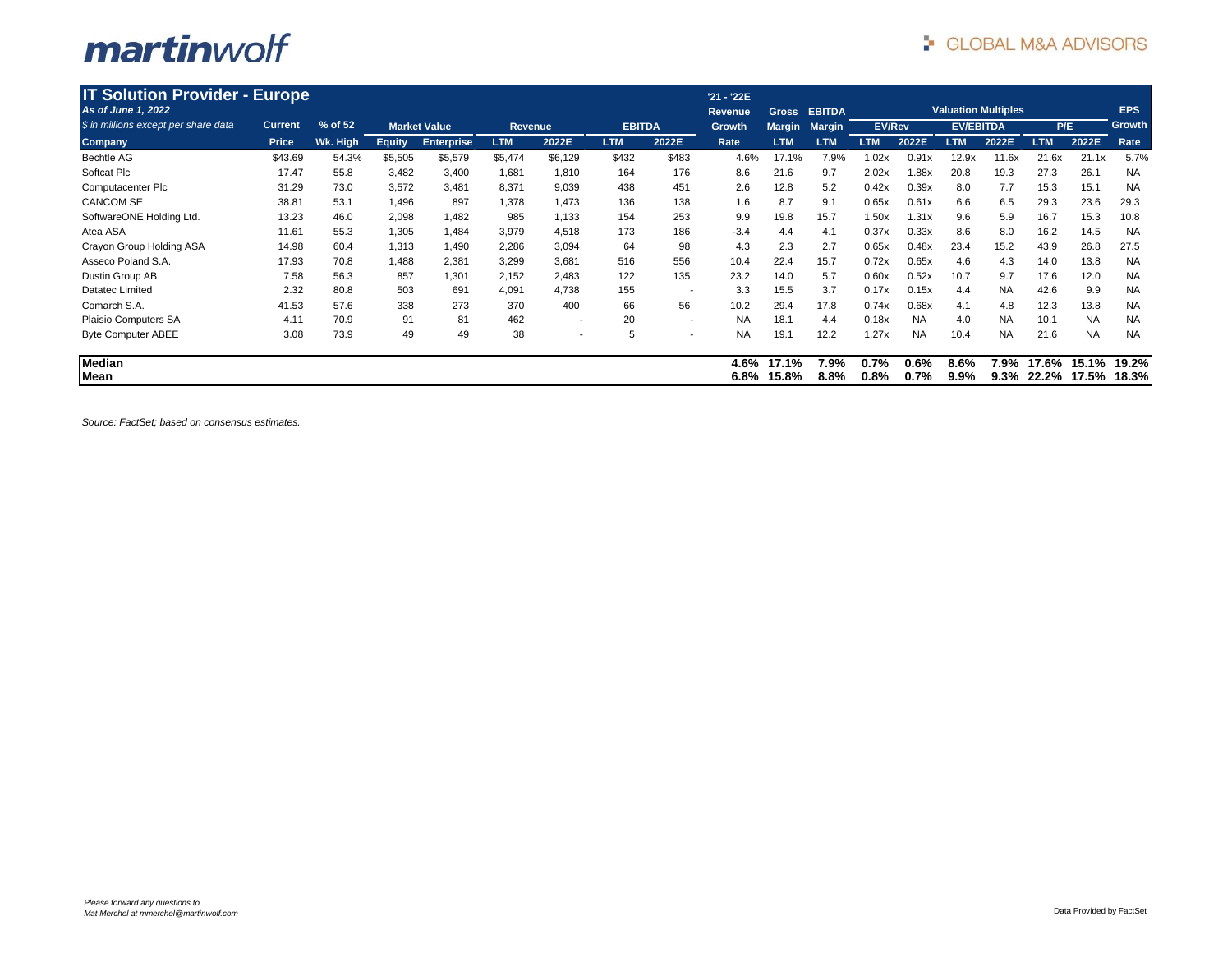martinwolf

GLOBAL M&A ADVISORS

| **IT Solution Provider - Europe** | | | | | | | | | '21 - '22E | | | | | | | | | | |
|---|---|---|---|---|---|---|---|---|---|---|---|---|---|---|---|---|---|---|---|
| *As of June 1, 2022* | | | | | | | | | Revenue | Gross | EBITDA | Valuation Multiples | | | | | | | EPS |
| *$ in millions except per share data* | Current | % of 52 | Market Value | | Revenue | | EBITDA | | Growth | Margin | Margin | EV/Rev | | EV/EBITDA | | P/E | | | Growth |
| **Company** | **Price** | **Wk. High** | **Equity** | **Enterprise** | **LTM** | **2022E** | **LTM** | **2022E** | **Rate** | **LTM** | **LTM** | **LTM** | **2022E** | **LTM** | **2022E** | **LTM** | **2022E** | | **Rate** |
| Bechtle AG | $43.69 | 54.3% | $5,505 | $5,579 | $5,474 | $6,129 | $432 | $483 | 4.6% | 17.1% | 7.9% | 1.02x | 0.91x | 12.9x | 11.6x | 21.6x | 21.1x | | 5.7% |
| Softcat Plc | 17.47 | 55.8 | 3,482 | 3,400 | 1,681 | 1,810 | 164 | 176 | 8.6 | 21.6 | 9.7 | 2.02x | 1.88x | 20.8 | 19.3 | 27.3 | 26.1 | | NA |
| Computacenter Plc | 31.29 | 73.0 | 3,572 | 3,481 | 8,371 | 9,039 | 438 | 451 | 2.6 | 12.8 | 5.2 | 0.42x | 0.39x | 8.0 | 7.7 | 15.3 | 15.1 | | NA |
| CANCOM SE | 38.81 | 53.1 | 1,496 | 897 | 1,378 | 1,473 | 136 | 138 | 1.6 | 8.7 | 9.1 | 0.65x | 0.61x | 6.6 | 6.5 | 29.3 | 23.6 | | 29.3 |
| SoftwareONE Holding Ltd. | 13.23 | 46.0 | 2,098 | 1,482 | 985 | 1,133 | 154 | 253 | 9.9 | 19.8 | 15.7 | 1.50x | 1.31x | 9.6 | 5.9 | 16.7 | 15.3 | | 10.8 |
| Atea ASA | 11.61 | 55.3 | 1,305 | 1,484 | 3,979 | 4,518 | 173 | 186 | -3.4 | 4.4 | 4.1 | 0.37x | 0.33x | 8.6 | 8.0 | 16.2 | 14.5 | | NA |
| Crayon Group Holding ASA | 14.98 | 60.4 | 1,313 | 1,490 | 2,286 | 3,094 | 64 | 98 | 4.3 | 2.3 | 2.7 | 0.65x | 0.48x | 23.4 | 15.2 | 43.9 | 26.8 | | 27.5 |
| Asseco Poland S.A. | 17.93 | 70.8 | 1,488 | 2,381 | 3,299 | 3,681 | 516 | 556 | 10.4 | 22.4 | 15.7 | 0.72x | 0.65x | 4.6 | 4.3 | 14.0 | 13.8 | | NA |
| Dustin Group AB | 7.58 | 56.3 | 857 | 1,301 | 2,152 | 2,483 | 122 | 135 | 23.2 | 14.0 | 5.7 | 0.60x | 0.52x | 10.7 | 9.7 | 17.6 | 12.0 | | NA |
| Datatec Limited | 2.32 | 80.8 | 503 | 691 | 4,091 | 4,738 | 155 | - | 3.3 | 15.5 | 3.7 | 0.17x | 0.15x | 4.4 | NA | 42.6 | 9.9 | | NA |
| Comarch S.A. | 41.53 | 57.6 | 338 | 273 | 370 | 400 | 66 | 56 | 10.2 | 29.4 | 17.8 | 0.74x | 0.68x | 4.1 | 4.8 | 12.3 | 13.8 | | NA |
| Plaisio Computers SA | 4.11 | 70.9 | 91 | 81 | 462 | - | 20 | - | NA | 18.1 | 4.4 | 0.18x | NA | 4.0 | NA | 10.1 | NA | | NA |
| Byte Computer ABEE | 3.08 | 73.9 | 49 | 49 | 38 | - | 5 | - | NA | 19.1 | 12.2 | 1.27x | NA | 10.4 | NA | 21.6 | NA | | NA |
| **Median** | | | | | | | | | **4.6%** | **17.1%** | **7.9%** | **0.7%** | **0.6%** | **8.6%** | **7.9%** | **17.6%** | **15.1%** | | **19.2%** |
| **Mean** | | | | | | | | | **6.8%** | **15.8%** | **8.8%** | **0.8%** | **0.7%** | **9.9%** | **9.3%** | **22.2%** | **17.5%** | | **18.3%** |

*Source: FactSet; based on consensus estimates.*

*Please forward any questions to*
*Mat Merchel at mmerchel@martinwolf.com*

Data Provided by FactSet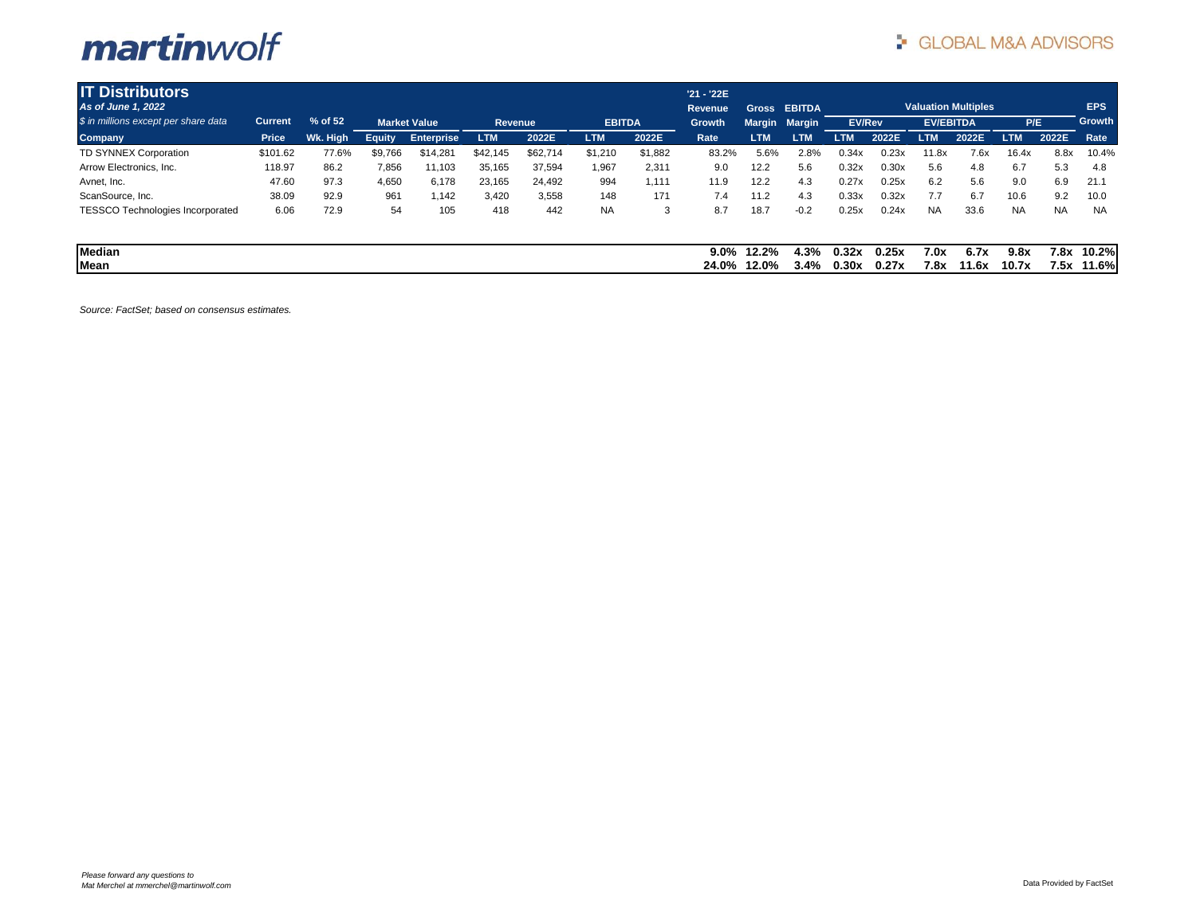## IT Distributors

*As of June 1, 2022*

*$ in millions except per share data*

| Company | Current Price | % of 52 Wk. High | Market Value Equity | Market Value Enterprise | Revenue LTM | Revenue 2022E | EBITDA LTM | EBITDA 2022E | '21 - '22E Revenue Growth Rate | Gross Margin LTM | EBITDA Margin LTM | EV/Rev LTM | EV/Rev 2022E | EV/EBITDA LTM | EV/EBITDA 2022E | P/E LTM | P/E 2022E | EPS Growth Rate |
|---|---|---|---|---|---|---|---|---|---|---|---|---|---|---|---|---|---|---|
| TD SYNNEX Corporation | $101.62 | 77.6% | $9,766 | $14,281 | $42,145 | $62,714 | $1,210 | $1,882 | 83.2% | 5.6% | 2.8% | 0.34x | 0.23x | 11.8x | 7.6x | 16.4x | 8.8x | 10.4% |
| Arrow Electronics, Inc. | 118.97 | 86.2 | 7,856 | 11,103 | 35,165 | 37,594 | 1,967 | 2,311 | 9.0 | 12.2 | 5.6 | 0.32x | 0.30x | 5.6 | 4.8 | 6.7 | 5.3 | 4.8 |
| Avnet, Inc. | 47.60 | 97.3 | 4,650 | 6,178 | 23,165 | 24,492 | 994 | 1,111 | 11.9 | 12.2 | 4.3 | 0.27x | 0.25x | 6.2 | 5.6 | 9.0 | 6.9 | 21.1 |
| ScanSource, Inc. | 38.09 | 92.9 | 961 | 1,142 | 3,420 | 3,558 | 148 | 171 | 7.4 | 11.2 | 4.3 | 0.33x | 0.32x | 7.7 | 6.7 | 10.6 | 9.2 | 10.0 |
| TESSCO Technologies Incorporated | 6.06 | 72.9 | 54 | 105 | 418 | 442 | NA | 3 | 8.7 | 18.7 | -0.2 | 0.25x | 0.24x | NA | 33.6 | NA | NA | NA |
| **Median** | | | | | | | | | **9.0%** | **12.2%** | **4.3%** | **0.32x** | **0.25x** | **7.0x** | **6.7x** | **9.8x** | **7.8x** | **10.2%** |
| **Mean** | | | | | | | | | **24.0%** | **12.0%** | **3.4%** | **0.30x** | **0.27x** | **7.8x** | **11.6x** | **10.7x** | **7.5x** | **11.6%** |

*Source: FactSet; based on consensus estimates.*

*Please forward any questions to Mat Merchel at mmerchel@martinwolf.com*

Data Provided by FactSet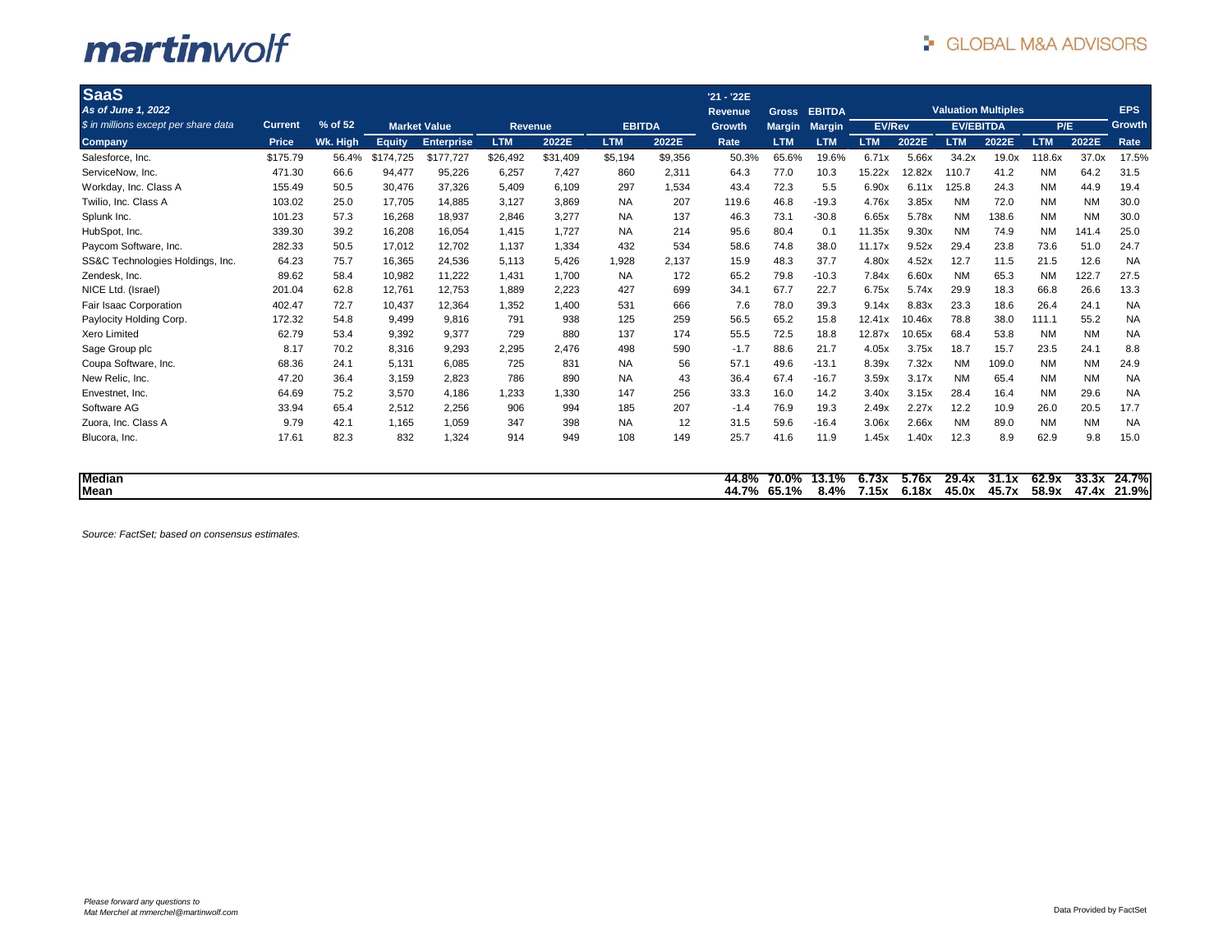martinwolf

GLOBAL M&A ADVISORS

## SaaS

*As of June 1, 2022*

*$ in millions except per share data*

| Company | Current Price | % of 52 Wk. High | Market Value Equity | Market Value Enterprise | Revenue LTM | Revenue 2022E | EBITDA LTM | EBITDA 2022E | '21 - '22E Revenue Growth Rate | Gross Margin LTM | EBITDA Margin LTM | EV/Rev LTM | EV/Rev 2022E | EV/EBITDA LTM | EV/EBITDA 2022E | P/E LTM | P/E 2022E | EPS Growth Rate |
|---|---|---|---|---|---|---|---|---|---|---|---|---|---|---|---|---|---|---|
| Salesforce, Inc. | $175.79 | 56.4% | $174,725 | $177,727 | $26,492 | $31,409 | $5,194 | $9,356 | 50.3% | 65.6% | 19.6% | 6.71x | 5.66x | 34.2x | 19.0x | 118.6x | 37.0x | 17.5% |
| ServiceNow, Inc. | 471.30 | 66.6 | 94,477 | 95,226 | 6,257 | 7,427 | 860 | 2,311 | 64.3 | 77.0 | 10.3 | 15.22x | 12.82x | 110.7 | 41.2 | NM | 64.2 | 31.5 |
| Workday, Inc. Class A | 155.49 | 50.5 | 30,476 | 37,326 | 5,409 | 6,109 | 297 | 1,534 | 43.4 | 72.3 | 5.5 | 6.90x | 6.11x | 125.8 | 24.3 | NM | 44.9 | 19.4 |
| Twilio, Inc. Class A | 103.02 | 25.0 | 17,705 | 14,885 | 3,127 | 3,869 | NA | 207 | 119.6 | 46.8 | -19.3 | 4.76x | 3.85x | NM | 72.0 | NM | NM | 30.0 |
| Splunk Inc. | 101.23 | 57.3 | 16,268 | 18,937 | 2,846 | 3,277 | NA | 137 | 46.3 | 73.1 | -30.8 | 6.65x | 5.78x | NM | 138.6 | NM | NM | 30.0 |
| HubSpot, Inc. | 339.30 | 39.2 | 16,208 | 16,054 | 1,415 | 1,727 | NA | 214 | 95.6 | 80.4 | 0.1 | 11.35x | 9.30x | NM | 74.9 | NM | 141.4 | 25.0 |
| Paycom Software, Inc. | 282.33 | 50.5 | 17,012 | 12,702 | 1,137 | 1,334 | 432 | 534 | 58.6 | 74.8 | 38.0 | 11.17x | 9.52x | 29.4 | 23.8 | 73.6 | 51.0 | 24.7 |
| SS&C Technologies Holdings, Inc. | 64.23 | 75.7 | 16,365 | 24,536 | 5,113 | 5,426 | 1,928 | 2,137 | 15.9 | 48.3 | 37.7 | 4.80x | 4.52x | 12.7 | 11.5 | 21.5 | 12.6 | NA |
| Zendesk, Inc. | 89.62 | 58.4 | 10,982 | 11,222 | 1,431 | 1,700 | NA | 172 | 65.2 | 79.8 | -10.3 | 7.84x | 6.60x | NM | 65.3 | NM | 122.7 | 27.5 |
| NICE Ltd. (Israel) | 201.04 | 62.8 | 12,761 | 12,753 | 1,889 | 2,223 | 427 | 699 | 34.1 | 67.7 | 22.7 | 6.75x | 5.74x | 29.9 | 18.3 | 66.8 | 26.6 | 13.3 |
| Fair Isaac Corporation | 402.47 | 72.7 | 10,437 | 12,364 | 1,352 | 1,400 | 531 | 666 | 7.6 | 78.0 | 39.3 | 9.14x | 8.83x | 23.3 | 18.6 | 26.4 | 24.1 | NA |
| Paylocity Holding Corp. | 172.32 | 54.8 | 9,499 | 9,816 | 791 | 938 | 125 | 259 | 56.5 | 65.2 | 15.8 | 12.41x | 10.46x | 78.8 | 38.0 | 111.1 | 55.2 | NA |
| Xero Limited | 62.79 | 53.4 | 9,392 | 9,377 | 729 | 880 | 137 | 174 | 55.5 | 72.5 | 18.8 | 12.87x | 10.65x | 68.4 | 53.8 | NM | NM | NA |
| Sage Group plc | 8.17 | 70.2 | 8,316 | 9,293 | 2,295 | 2,476 | 498 | 590 | -1.7 | 88.6 | 21.7 | 4.05x | 3.75x | 18.7 | 15.7 | 23.5 | 24.1 | 8.8 |
| Coupa Software, Inc. | 68.36 | 24.1 | 5,131 | 6,085 | 725 | 831 | NA | 56 | 57.1 | 49.6 | -13.1 | 8.39x | 7.32x | NM | 109.0 | NM | NM | 24.9 |
| New Relic, Inc. | 47.20 | 36.4 | 3,159 | 2,823 | 786 | 890 | NA | 43 | 36.4 | 67.4 | -16.7 | 3.59x | 3.17x | NM | 65.4 | NM | NM | NA |
| Envestnet, Inc. | 64.69 | 75.2 | 3,570 | 4,186 | 1,233 | 1,330 | 147 | 256 | 33.3 | 16.0 | 14.2 | 3.40x | 3.15x | 28.4 | 16.4 | NM | 29.6 | NA |
| Software AG | 33.94 | 65.4 | 2,512 | 2,256 | 906 | 994 | 185 | 207 | -1.4 | 76.9 | 19.3 | 2.49x | 2.27x | 12.2 | 10.9 | 26.0 | 20.5 | 17.7 |
| Zuora, Inc. Class A | 9.79 | 42.1 | 1,165 | 1,059 | 347 | 398 | NA | 12 | 31.5 | 59.6 | -16.4 | 3.06x | 2.66x | NM | 89.0 | NM | NM | NA |
| Blucora, Inc. | 17.61 | 82.3 | 832 | 1,324 | 914 | 949 | 108 | 149 | 25.7 | 41.6 | 11.9 | 1.45x | 1.40x | 12.3 | 8.9 | 62.9 | 9.8 | 15.0 |
| **Median** | | | | | | | | | **44.8%** | **70.0%** | **13.1%** | **6.73x** | **5.76x** | **29.4x** | **31.1x** | **62.9x** | **33.3x** | **24.7%** |
| **Mean** | | | | | | | | | **44.7%** | **65.1%** | **8.4%** | **7.15x** | **6.18x** | **45.0x** | **45.7x** | **58.9x** | **47.4x** | **21.9%** |

*Source: FactSet; based on consensus estimates.*

*Please forward any questions to Mat Merchel at mmerchel@martinwolf.com*

Data Provided by FactSet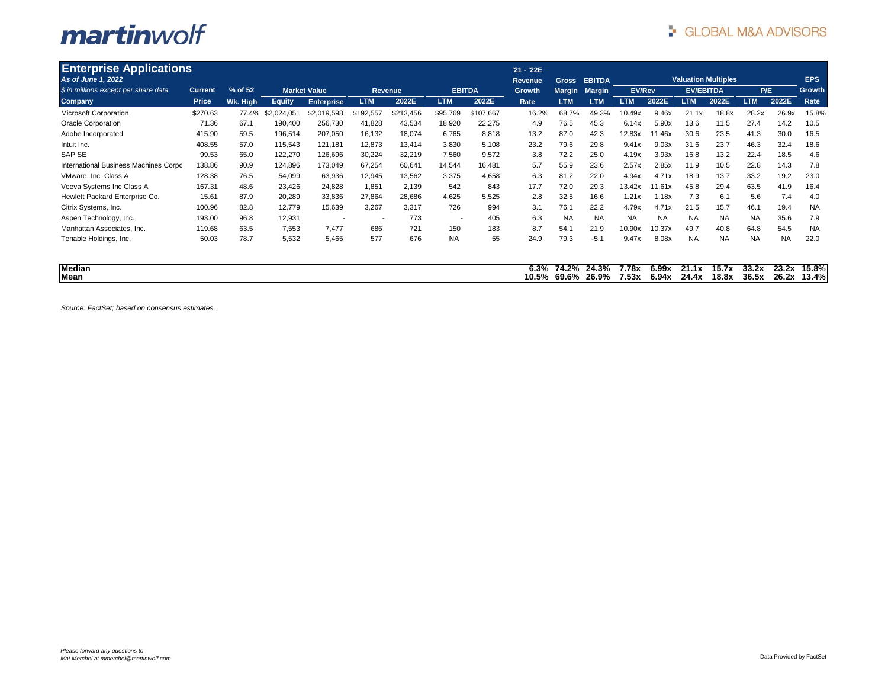# Enterprise Applications

*As of June 1, 2022*

*$ in millions except per share data*

| Company | Current Price | % of 52 Wk. High | Market Value Equity | Market Value Enterprise | Revenue LTM | Revenue 2022E | EBITDA LTM | EBITDA 2022E | '21 - '22E Revenue Growth Rate | Gross Margin LTM | EBITDA Margin LTM | EV/Rev LTM | EV/Rev 2022E | EV/EBITDA LTM | EV/EBITDA 2022E | P/E LTM | P/E 2022E | EPS Growth Rate |
|---|---|---|---|---|---|---|---|---|---|---|---|---|---|---|---|---|---|---|
| Microsoft Corporation | $270.63 | 77.4% | $2,024,051 | $2,019,598 | $192,557 | $213,456 | $95,769 | $107,667 | 16.2% | 68.7% | 49.3% | 10.49x | 9.46x | 21.1x | 18.8x | 28.2x | 26.9x | 15.8% |
| Oracle Corporation | 71.36 | 67.1 | 190,400 | 256,730 | 41,828 | 43,534 | 18,920 | 22,275 | 4.9 | 76.5 | 45.3 | 6.14x | 5.90x | 13.6 | 11.5 | 27.4 | 14.2 | 10.5 |
| Adobe Incorporated | 415.90 | 59.5 | 196,514 | 207,050 | 16,132 | 18,074 | 6,765 | 8,818 | 13.2 | 87.0 | 42.3 | 12.83x | 11.46x | 30.6 | 23.5 | 41.3 | 30.0 | 16.5 |
| Intuit Inc. | 408.55 | 57.0 | 115,543 | 121,181 | 12,873 | 13,414 | 3,830 | 5,108 | 23.2 | 79.6 | 29.8 | 9.41x | 9.03x | 31.6 | 23.7 | 46.3 | 32.4 | 18.6 |
| SAP SE | 99.53 | 65.0 | 122,270 | 126,696 | 30,224 | 32,219 | 7,560 | 9,572 | 3.8 | 72.2 | 25.0 | 4.19x | 3.93x | 16.8 | 13.2 | 22.4 | 18.5 | 4.6 |
| International Business Machines Corpo | 138.86 | 90.9 | 124,896 | 173,049 | 67,254 | 60,641 | 14,544 | 16,481 | 5.7 | 55.9 | 23.6 | 2.57x | 2.85x | 11.9 | 10.5 | 22.8 | 14.3 | 7.8 |
| VMware, Inc. Class A | 128.38 | 76.5 | 54,099 | 63,936 | 12,945 | 13,562 | 3,375 | 4,658 | 6.3 | 81.2 | 22.0 | 4.94x | 4.71x | 18.9 | 13.7 | 33.2 | 19.2 | 23.0 |
| Veeva Systems Inc Class A | 167.31 | 48.6 | 23,426 | 24,828 | 1,851 | 2,139 | 542 | 843 | 17.7 | 72.0 | 29.3 | 13.42x | 11.61x | 45.8 | 29.4 | 63.5 | 41.9 | 16.4 |
| Hewlett Packard Enterprise Co. | 15.61 | 87.9 | 20,289 | 33,836 | 27,864 | 28,686 | 4,625 | 5,525 | 2.8 | 32.5 | 16.6 | 1.21x | 1.18x | 7.3 | 6.1 | 5.6 | 7.4 | 4.0 |
| Citrix Systems, Inc. | 100.96 | 82.8 | 12,779 | 15,639 | 3,267 | 3,317 | 726 | 994 | 3.1 | 76.1 | 22.2 | 4.79x | 4.71x | 21.5 | 15.7 | 46.1 | 19.4 | NA |
| Aspen Technology, Inc. | 193.00 | 96.8 | 12,931 | - | - | 773 | - | 405 | 6.3 | NA | NA | NA | NA | NA | NA | NA | 35.6 | 7.9 |
| Manhattan Associates, Inc. | 119.68 | 63.5 | 7,553 | 7,477 | 686 | 721 | 150 | 183 | 8.7 | 54.1 | 21.9 | 10.90x | 10.37x | 49.7 | 40.8 | 64.8 | 54.5 | NA |
| Tenable Holdings, Inc. | 50.03 | 78.7 | 5,532 | 5,465 | 577 | 676 | NA | 55 | 24.9 | 79.3 | -5.1 | 9.47x | 8.08x | NA | NA | NA | NA | 22.0 |
| **Median** | | | | | | | | | **6.3%** | **74.2%** | **24.3%** | **7.78x** | **6.99x** | **21.1x** | **15.7x** | **33.2x** | **23.2x** | **15.8%** |
| **Mean** | | | | | | | | | **10.5%** | **69.6%** | **26.9%** | **7.53x** | **6.94x** | **24.4x** | **18.8x** | **36.5x** | **26.2x** | **13.4%** |

*Source: FactSet; based on consensus estimates.*

*Please forward any questions to Mat Merchel at mmerchel@martinwolf.com*

Data Provided by FactSet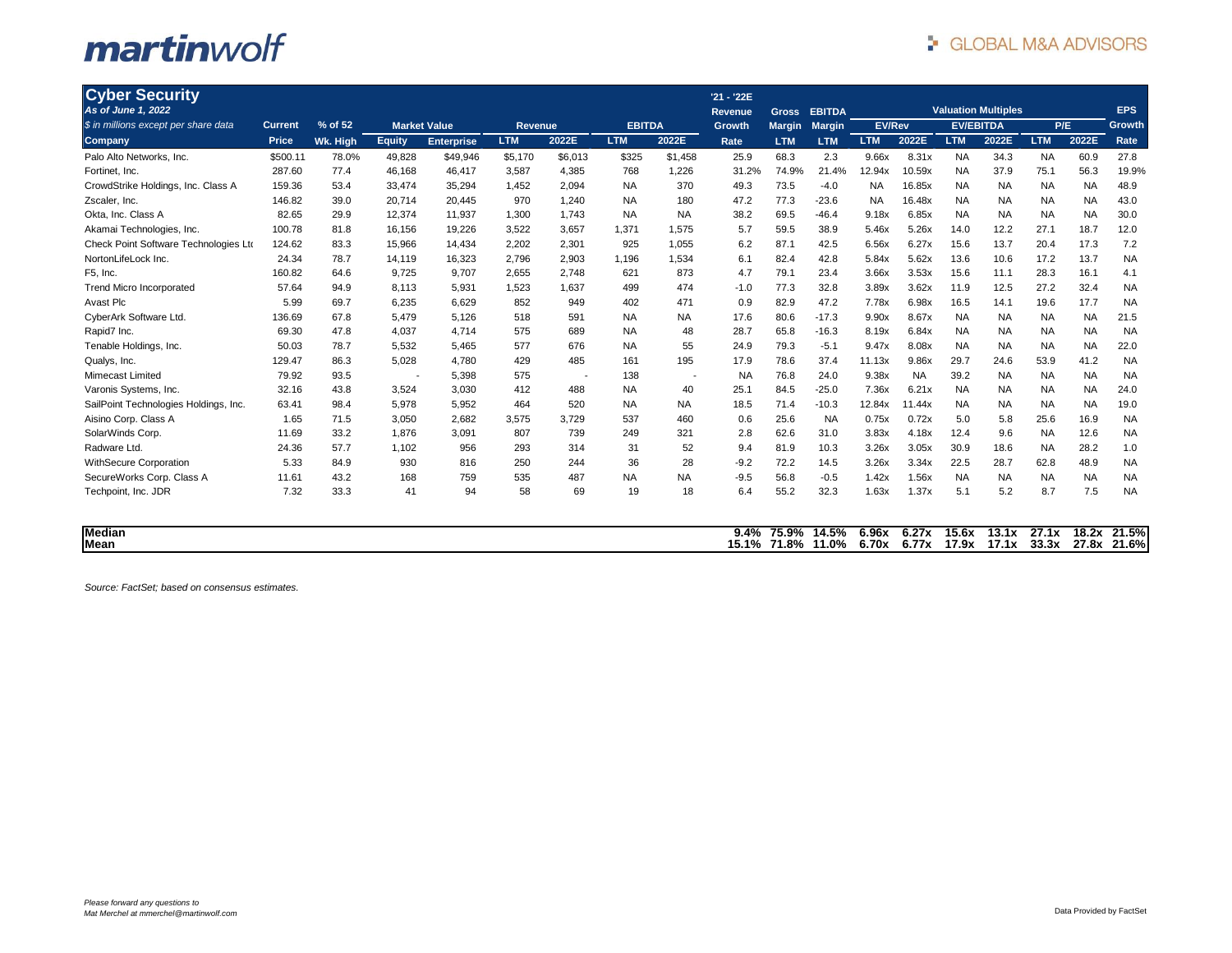martinwolf

GLOBAL M&A ADVISORS

## Cyber Security

*As of June 1, 2022*

*$ in millions except per share data*

| Company | Current Price | % of 52 Wk. High | Market Value Equity | Market Value Enterprise | Revenue LTM | Revenue 2022E | EBITDA LTM | EBITDA 2022E | '21 - '22E Revenue Growth Rate | Gross Margin LTM | EBITDA Margin LTM | EV/Rev LTM | EV/Rev 2022E | EV/EBITDA LTM | EV/EBITDA 2022E | P/E LTM | P/E 2022E | EPS Growth Rate |
|---|---|---|---|---|---|---|---|---|---|---|---|---|---|---|---|---|---|---|
| Palo Alto Networks, Inc. | $500.11 | 78.0% | 49,828 | $49,946 | $5,170 | $6,013 | $325 | $1,458 | 25.9 | 68.3 | 2.3 | 9.66x | 8.31x | NA | 34.3 | NA | 60.9 | 27.8 |
| Fortinet, Inc. | 287.60 | 77.4 | 46,168 | 46,417 | 3,587 | 4,385 | 768 | 1,226 | 31.2% | 74.9% | 21.4% | 12.94x | 10.59x | NA | 37.9 | 75.1 | 56.3 | 19.9% |
| CrowdStrike Holdings, Inc. Class A | 159.36 | 53.4 | 33,474 | 35,294 | 1,452 | 2,094 | NA | 370 | 49.3 | 73.5 | -4.0 | NA | 16.85x | NA | NA | NA | NA | 48.9 |
| Zscaler, Inc. | 146.82 | 39.0 | 20,714 | 20,445 | 970 | 1,240 | NA | 180 | 47.2 | 77.3 | -23.6 | NA | 16.48x | NA | NA | NA | NA | 43.0 |
| Okta, Inc. Class A | 82.65 | 29.9 | 12,374 | 11,937 | 1,300 | 1,743 | NA | NA | 38.2 | 69.5 | -46.4 | 9.18x | 6.85x | NA | NA | NA | NA | 30.0 |
| Akamai Technologies, Inc. | 100.78 | 81.8 | 16,156 | 19,226 | 3,522 | 3,657 | 1,371 | 1,575 | 5.7 | 59.5 | 38.9 | 5.46x | 5.26x | 14.0 | 12.2 | 27.1 | 18.7 | 12.0 |
| Check Point Software Technologies Ltd | 124.62 | 83.3 | 15,966 | 14,434 | 2,202 | 2,301 | 925 | 1,055 | 6.2 | 87.1 | 42.5 | 6.56x | 6.27x | 15.6 | 13.7 | 20.4 | 17.3 | 7.2 |
| NortonLifeLock Inc. | 24.34 | 78.7 | 14,119 | 16,323 | 2,796 | 2,903 | 1,196 | 1,534 | 6.1 | 82.4 | 42.8 | 5.84x | 5.62x | 13.6 | 10.6 | 17.2 | 13.7 | NA |
| F5, Inc. | 160.82 | 64.6 | 9,725 | 9,707 | 2,655 | 2,748 | 621 | 873 | 4.7 | 79.1 | 23.4 | 3.66x | 3.53x | 15.6 | 11.1 | 28.3 | 16.1 | 4.1 |
| Trend Micro Incorporated | 57.64 | 94.9 | 8,113 | 5,931 | 1,523 | 1,637 | 499 | 474 | -1.0 | 77.3 | 32.8 | 3.89x | 3.62x | 11.9 | 12.5 | 27.2 | 32.4 | NA |
| Avast Plc | 5.99 | 69.7 | 6,235 | 6,629 | 852 | 949 | 402 | 471 | 0.9 | 82.9 | 47.2 | 7.78x | 6.98x | 16.5 | 14.1 | 19.6 | 17.7 | NA |
| CyberArk Software Ltd. | 136.69 | 67.8 | 5,479 | 5,126 | 518 | 591 | NA | NA | 17.6 | 80.6 | -17.3 | 9.90x | 8.67x | NA | NA | NA | NA | 21.5 |
| Rapid7 Inc. | 69.30 | 47.8 | 4,037 | 4,714 | 575 | 689 | NA | 48 | 28.7 | 65.8 | -16.3 | 8.19x | 6.84x | NA | NA | NA | NA | NA |
| Tenable Holdings, Inc. | 50.03 | 78.7 | 5,532 | 5,465 | 577 | 676 | NA | 55 | 24.9 | 79.3 | -5.1 | 9.47x | 8.08x | NA | NA | NA | NA | 22.0 |
| Qualys, Inc. | 129.47 | 86.3 | 5,028 | 4,780 | 429 | 485 | 161 | 195 | 17.9 | 78.6 | 37.4 | 11.13x | 9.86x | 29.7 | 24.6 | 53.9 | 41.2 | NA |
| Mimecast Limited | 79.92 | 93.5 | - | 5,398 | 575 | - | 138 | - | NA | 76.8 | 24.0 | 9.38x | NA | 39.2 | NA | NA | NA | NA |
| Varonis Systems, Inc. | 32.16 | 43.8 | 3,524 | 3,030 | 412 | 488 | NA | 40 | 25.1 | 84.5 | -25.0 | 7.36x | 6.21x | NA | NA | NA | NA | 24.0 |
| SailPoint Technologies Holdings, Inc. | 63.41 | 98.4 | 5,978 | 5,952 | 464 | 520 | NA | NA | 18.5 | 71.4 | -10.3 | 12.84x | 11.44x | NA | NA | NA | NA | 19.0 |
| Aisino Corp. Class A | 1.65 | 71.5 | 3,050 | 2,682 | 3,575 | 3,729 | 537 | 460 | 0.6 | 25.6 | NA | 0.75x | 0.72x | 5.0 | 5.8 | 25.6 | 16.9 | NA |
| SolarWinds Corp. | 11.69 | 33.2 | 1,876 | 3,091 | 807 | 739 | 249 | 321 | 2.8 | 62.6 | 31.0 | 3.83x | 4.18x | 12.4 | 9.6 | NA | 12.6 | NA |
| Radware Ltd. | 24.36 | 57.7 | 1,102 | 956 | 293 | 314 | 31 | 52 | 9.4 | 81.9 | 10.3 | 3.26x | 3.05x | 30.9 | 18.6 | NA | 28.2 | 1.0 |
| WithSecure Corporation | 5.33 | 84.9 | 930 | 816 | 250 | 244 | 36 | 28 | -9.2 | 72.2 | 14.5 | 3.26x | 3.34x | 22.5 | 28.7 | 62.8 | 48.9 | NA |
| SecureWorks Corp. Class A | 11.61 | 43.2 | 168 | 759 | 535 | 487 | NA | NA | -9.5 | 56.8 | -0.5 | 1.42x | 1.56x | NA | NA | NA | NA | NA |
| Techpoint, Inc. JDR | 7.32 | 33.3 | 41 | 94 | 58 | 69 | 19 | 18 | 6.4 | 55.2 | 32.3 | 1.63x | 1.37x | 5.1 | 5.2 | 8.7 | 7.5 | NA |
| **Median** | | | | | | | | | **9.4%** | **75.9%** | **14.5%** | **6.96x** | **6.27x** | **15.6x** | **13.1x** | **27.1x** | **18.2x** | **21.5%** |
| **Mean** | | | | | | | | | **15.1%** | **71.8%** | **11.0%** | **6.70x** | **6.77x** | **17.9x** | **17.1x** | **33.3x** | **27.8x** | **21.6%** |

*Source: FactSet; based on consensus estimates.*

*Please forward any questions to*
*Mat Merchel at mmerchel@martinwolf.com*

Data Provided by FactSet